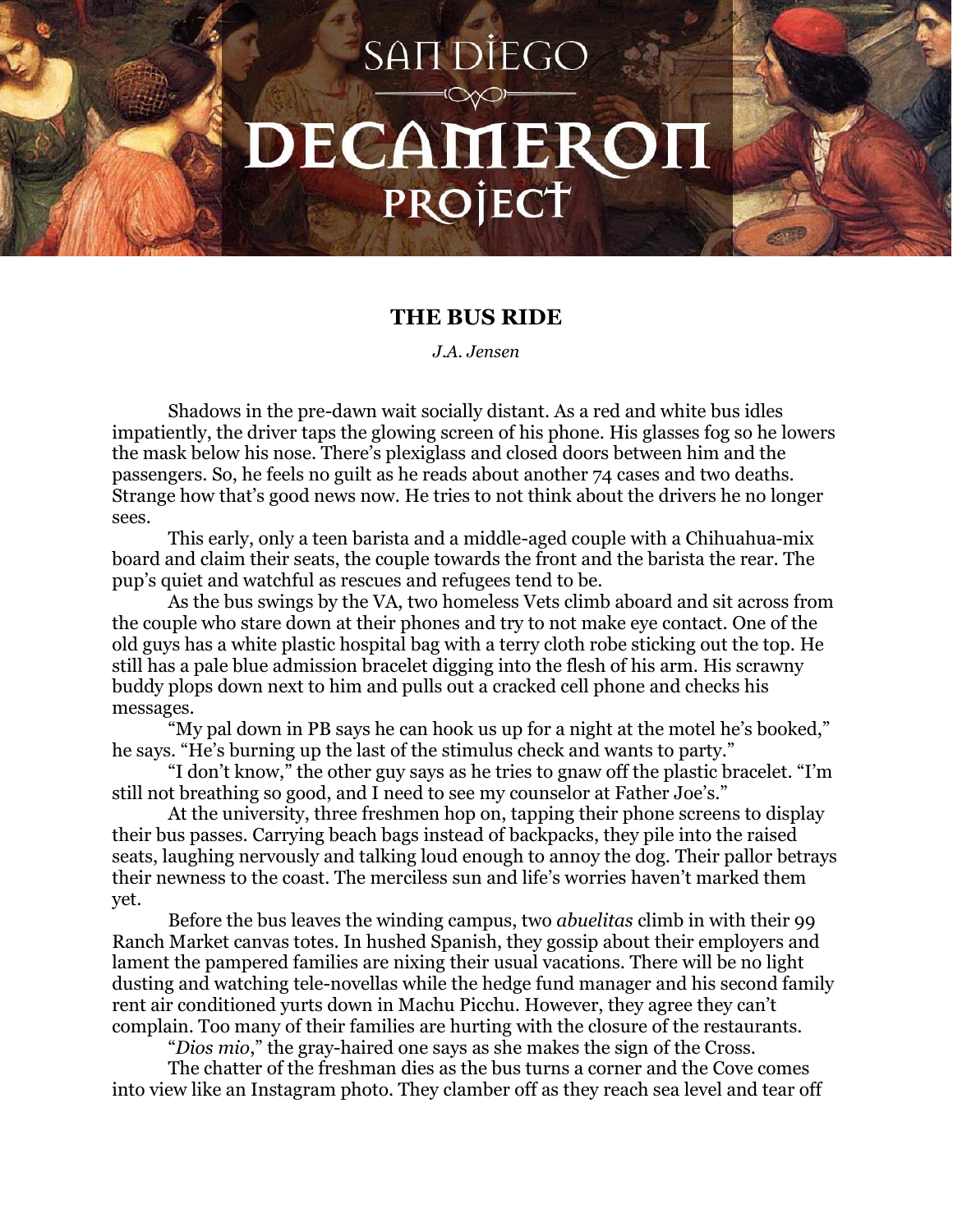# SAN DIEGO DECAMERON PROJECT

## THE BUS RIDE

*J.A. Jensen*

Shadows in the pre-dawn wait socially distant. As a red and white bus idles impatiently, the driver taps the glowing screen of his phone. His glasses fog so he lowers the mask below his nose. There's plexiglass and closed doors between him and the passengers. So, he feels no guilt as he reads about another 74 cases and two deaths. Strange how that's good news now. He tries to not think about the drivers he no longer sees.

This early, only a teen barista and a middle-aged couple with a Chihuahua-mix board and claim their seats, the couple towards the front and the barista the rear. The pup's quiet and watchful as rescues and refugees tend to be.

As the bus swings by the VA, two homeless Vets climb aboard and sit across from the couple who stare down at their phones and try to not make eye contact. One of the old guys has a white plastic hospital bag with a terry cloth robe sticking out the top. He still has a pale blue admission bracelet digging into the flesh of his arm. His scrawny buddy plops down next to him and pulls out a cracked cell phone and checks his messages.

"My pal down in PB says he can hook us up for a night at the motel he's booked," he says. "He's burning up the last of the stimulus check and wants to party."

"I don't know," the other guy says as he tries to gnaw off the plastic bracelet. "I'm still not breathing so good, and I need to see my counselor at Father Joe's."

At the university, three freshmen hop on, tapping their phone screens to display their bus passes. Carrying beach bags instead of backpacks, they pile into the raised seats, laughing nervously and talking loud enough to annoy the dog. Their pallor betrays their newness to the coast. The merciless sun and life's worries haven't marked them yet.

Before the bus leaves the winding campus, two *abuelitas* climb in with their 99 Ranch Market canvas totes. In hushed Spanish, they gossip about their employers and lament the pampered families are nixing their usual vacations. There will be no light dusting and watching tele-novellas while the hedge fund manager and his second family rent air conditioned yurts down in Machu Picchu. However, they agree they can't complain. Too many of their families are hurting with the closure of the restaurants.

"*Dios mio*," the gray-haired one says as she makes the sign of the Cross.

The chatter of the freshman dies as the bus turns a corner and the Cove comes into view like an Instagram photo. They clamber off as they reach sea level and tear off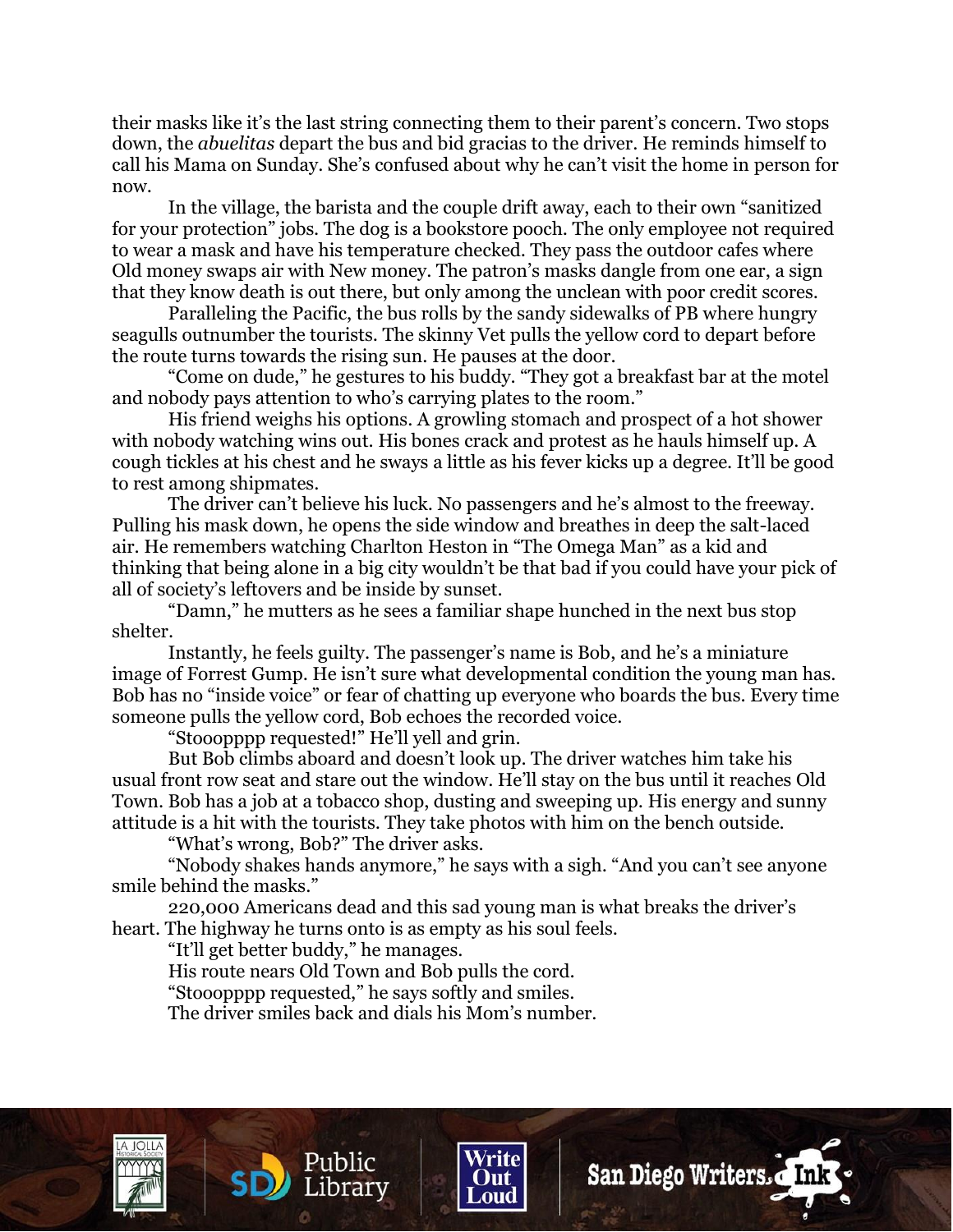their masks like it's the last string connecting them to their parent's concern. Two stops down, the *abuelitas* depart the bus and bid gracias to the driver. He reminds himself to call his Mama on Sunday. She's confused about why he can't visit the home in person for now.

In the village, the barista and the couple drift away, each to their own "sanitized for your protection" jobs. The dog is a bookstore pooch. The only employee not required to wear a mask and have his temperature checked. They pass the outdoor cafes where Old money swaps air with New money. The patron's masks dangle from one ear, a sign that they know death is out there, but only among the unclean with poor credit scores.

Paralleling the Pacific, the bus rolls by the sandy sidewalks of PB where hungry seagulls outnumber the tourists. The skinny Vet pulls the yellow cord to depart before the route turns towards the rising sun. He pauses at the door.

"Come on dude," he gestures to his buddy. "They got a breakfast bar at the motel and nobody pays attention to who's carrying plates to the room."

His friend weighs his options. A growling stomach and prospect of a hot shower with nobody watching wins out. His bones crack and protest as he hauls himself up. A cough tickles at his chest and he sways a little as his fever kicks up a degree. It'll be good to rest among shipmates.

The driver can't believe his luck. No passengers and he's almost to the freeway. Pulling his mask down, he opens the side window and breathes in deep the salt-laced air. He remembers watching Charlton Heston in "The Omega Man" as a kid and thinking that being alone in a big city wouldn't be that bad if you could have your pick of all of society's leftovers and be inside by sunset.

"Damn," he mutters as he sees a familiar shape hunched in the next bus stop shelter.

Instantly, he feels guilty. The passenger's name is Bob, and he's a miniature image of Forrest Gump. He isn't sure what developmental condition the young man has. Bob has no "inside voice" or fear of chatting up everyone who boards the bus. Every time someone pulls the yellow cord, Bob echoes the recorded voice.

"Stoooppppp requested!" He'll yell and grin.

But Bob climbs aboard and doesn't look up. The driver watches him take his usual front row seat and stare out the window. He'll stay on the bus until it reaches Old Town. Bob has a job at a tobacco shop, dusting and sweeping up. His energy and sunny attitude is a hit with the tourists. They take photos with him on the bench outside.

"What's wrong, Bob?" The driver asks.

"Nobody shakes hands anymore," he says with a sigh. "And you can't see anyone smile behind the masks."

220,000 Americans dead and this sad young man is what breaks the driver's heart. The highway he turns onto is as empty as his soul feels.

"It'll get better buddy," he manages.

His route nears Old Town and Bob pulls the cord.

"Stoooppppp requested," he says softly and smiles.

The driver smiles back and dials his Mom's number.